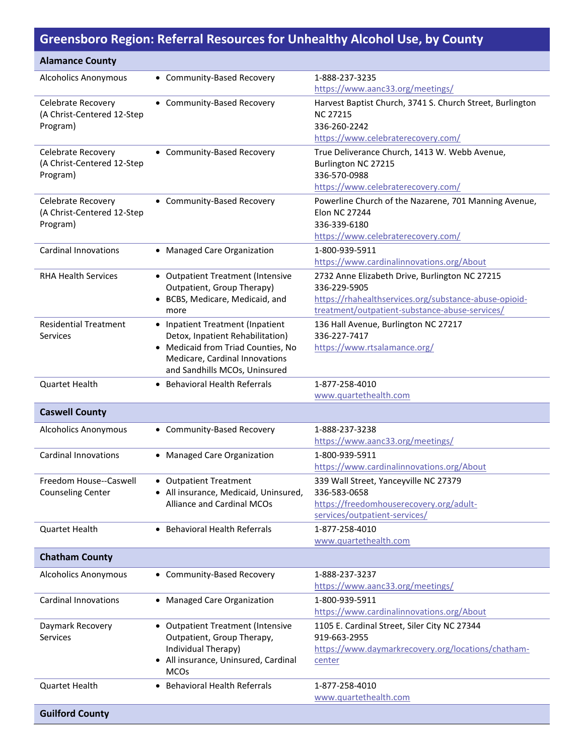# Greensboro Region: Referral Resources for Unhealthy Alcohol Use, by County

## Alamance County

| Resource | Services | Contact |
|---|---|---|
| Alcoholics Anonymous | • Community-Based Recovery | 1-888-237-3235<br>https://www.aanc33.org/meetings/ |
| Celebrate Recovery (A Christ-Centered 12-Step Program) | • Community-Based Recovery | Harvest Baptist Church, 3741 S. Church Street, Burlington NC 27215<br>336-260-2242<br>https://www.celebraterecovery.com/ |
| Celebrate Recovery (A Christ-Centered 12-Step Program) | • Community-Based Recovery | True Deliverance Church, 1413 W. Webb Avenue, Burlington NC 27215<br>336-570-0988<br>https://www.celebraterecovery.com/ |
| Celebrate Recovery (A Christ-Centered 12-Step Program) | • Community-Based Recovery | Powerline Church of the Nazarene, 701 Manning Avenue, Elon NC 27244<br>336-339-6180<br>https://www.celebraterecovery.com/ |
| Cardinal Innovations | • Managed Care Organization | 1-800-939-5911<br>https://www.cardinalinnovations.org/About |
| RHA Health Services | • Outpatient Treatment (Intensive Outpatient, Group Therapy)<br>• BCBS, Medicare, Medicaid, and more | 2732 Anne Elizabeth Drive, Burlington NC 27215<br>336-229-5905<br>https://rhahealthservices.org/substance-abuse-opioid-treatment/outpatient-substance-abuse-services/ |
| Residential Treatment Services | • Inpatient Treatment (Inpatient Detox, Inpatient Rehabilitation)<br>• Medicaid from Triad Counties, No Medicare, Cardinal Innovations and Sandhills MCOs, Uninsured | 136 Hall Avenue, Burlington NC 27217<br>336-227-7417<br>https://www.rtsalamance.org/ |
| Quartet Health | • Behavioral Health Referrals | 1-877-258-4010<br>www.quartethealth.com |

## Caswell County

| Resource | Services | Contact |
|---|---|---|
| Alcoholics Anonymous | • Community-Based Recovery | 1-888-237-3238<br>https://www.aanc33.org/meetings/ |
| Cardinal Innovations | • Managed Care Organization | 1-800-939-5911<br>https://www.cardinalinnovations.org/About |
| Freedom House--Caswell Counseling Center | • Outpatient Treatment<br>• All insurance, Medicaid, Uninsured, Alliance and Cardinal MCOs | 339 Wall Street, Yanceyville NC 27379<br>336-583-0658<br>https://freedomhouserecovery.org/adult-services/outpatient-services/ |
| Quartet Health | • Behavioral Health Referrals | 1-877-258-4010<br>www.quartethealth.com |

## Chatham County

| Resource | Services | Contact |
|---|---|---|
| Alcoholics Anonymous | • Community-Based Recovery | 1-888-237-3237<br>https://www.aanc33.org/meetings/ |
| Cardinal Innovations | • Managed Care Organization | 1-800-939-5911<br>https://www.cardinalinnovations.org/About |
| Daymark Recovery Services | • Outpatient Treatment (Intensive Outpatient, Group Therapy, Individual Therapy)<br>• All insurance, Uninsured, Cardinal MCOs | 1105 E. Cardinal Street, Siler City NC 27344<br>919-663-2955<br>https://www.daymarkrecovery.org/locations/chatham-center |
| Quartet Health | • Behavioral Health Referrals | 1-877-258-4010<br>www.quartethealth.com |

## Guilford County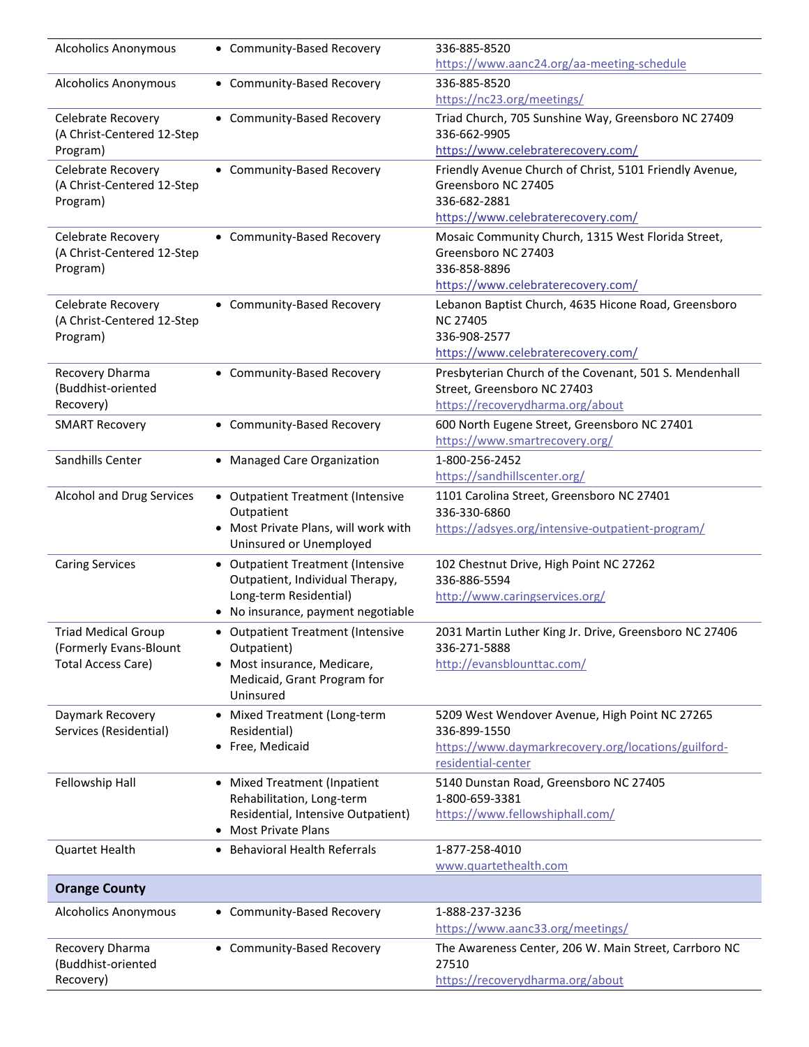| | | |
|---|---|---|
| Alcoholics Anonymous | • Community-Based Recovery | 336-885-8520<br>https://www.aanc24.org/aa-meeting-schedule |
| Alcoholics Anonymous | • Community-Based Recovery | 336-885-8520<br>https://nc23.org/meetings/ |
| Celebrate Recovery (A Christ-Centered 12-Step Program) | • Community-Based Recovery | Triad Church, 705 Sunshine Way, Greensboro NC 27409<br>336-662-9905<br>https://www.celebraterecovery.com/ |
| Celebrate Recovery (A Christ-Centered 12-Step Program) | • Community-Based Recovery | Friendly Avenue Church of Christ, 5101 Friendly Avenue, Greensboro NC 27405<br>336-682-2881<br>https://www.celebraterecovery.com/ |
| Celebrate Recovery (A Christ-Centered 12-Step Program) | • Community-Based Recovery | Mosaic Community Church, 1315 West Florida Street, Greensboro NC 27403<br>336-858-8896<br>https://www.celebraterecovery.com/ |
| Celebrate Recovery (A Christ-Centered 12-Step Program) | • Community-Based Recovery | Lebanon Baptist Church, 4635 Hicone Road, Greensboro NC 27405<br>336-908-2577<br>https://www.celebraterecovery.com/ |
| Recovery Dharma (Buddhist-oriented Recovery) | • Community-Based Recovery | Presbyterian Church of the Covenant, 501 S. Mendenhall Street, Greensboro NC 27403<br>https://recoverydharma.org/about |
| SMART Recovery | • Community-Based Recovery | 600 North Eugene Street, Greensboro NC 27401<br>https://www.smartrecovery.org/ |
| Sandhills Center | • Managed Care Organization | 1-800-256-2452<br>https://sandhillscenter.org/ |
| Alcohol and Drug Services | • Outpatient Treatment (Intensive Outpatient<br>• Most Private Plans, will work with Uninsured or Unemployed | 1101 Carolina Street, Greensboro NC 27401<br>336-330-6860<br>https://adsyes.org/intensive-outpatient-program/ |
| Caring Services | • Outpatient Treatment (Intensive Outpatient, Individual Therapy, Long-term Residential)<br>• No insurance, payment negotiable | 102 Chestnut Drive, High Point NC 27262<br>336-886-5594<br>http://www.caringservices.org/ |
| Triad Medical Group (Formerly Evans-Blount Total Access Care) | • Outpatient Treatment (Intensive Outpatient)<br>• Most insurance, Medicare, Medicaid, Grant Program for Uninsured | 2031 Martin Luther King Jr. Drive, Greensboro NC 27406<br>336-271-5888<br>http://evansblounttac.com/ |
| Daymark Recovery Services (Residential) | • Mixed Treatment (Long-term Residential)<br>• Free, Medicaid | 5209 West Wendover Avenue, High Point NC 27265<br>336-899-1550<br>https://www.daymarkrecovery.org/locations/guilford-residential-center |
| Fellowship Hall | • Mixed Treatment (Inpatient Rehabilitation, Long-term Residential, Intensive Outpatient)<br>• Most Private Plans | 5140 Dunstan Road, Greensboro NC 27405<br>1-800-659-3381<br>https://www.fellowshiphall.com/ |
| Quartet Health | • Behavioral Health Referrals | 1-877-258-4010<br>www.quartethealth.com |
| **Orange County** | | |
| Alcoholics Anonymous | • Community-Based Recovery | 1-888-237-3236<br>https://www.aanc33.org/meetings/ |
| Recovery Dharma (Buddhist-oriented Recovery) | • Community-Based Recovery | The Awareness Center, 206 W. Main Street, Carrboro NC 27510<br>https://recoverydharma.org/about |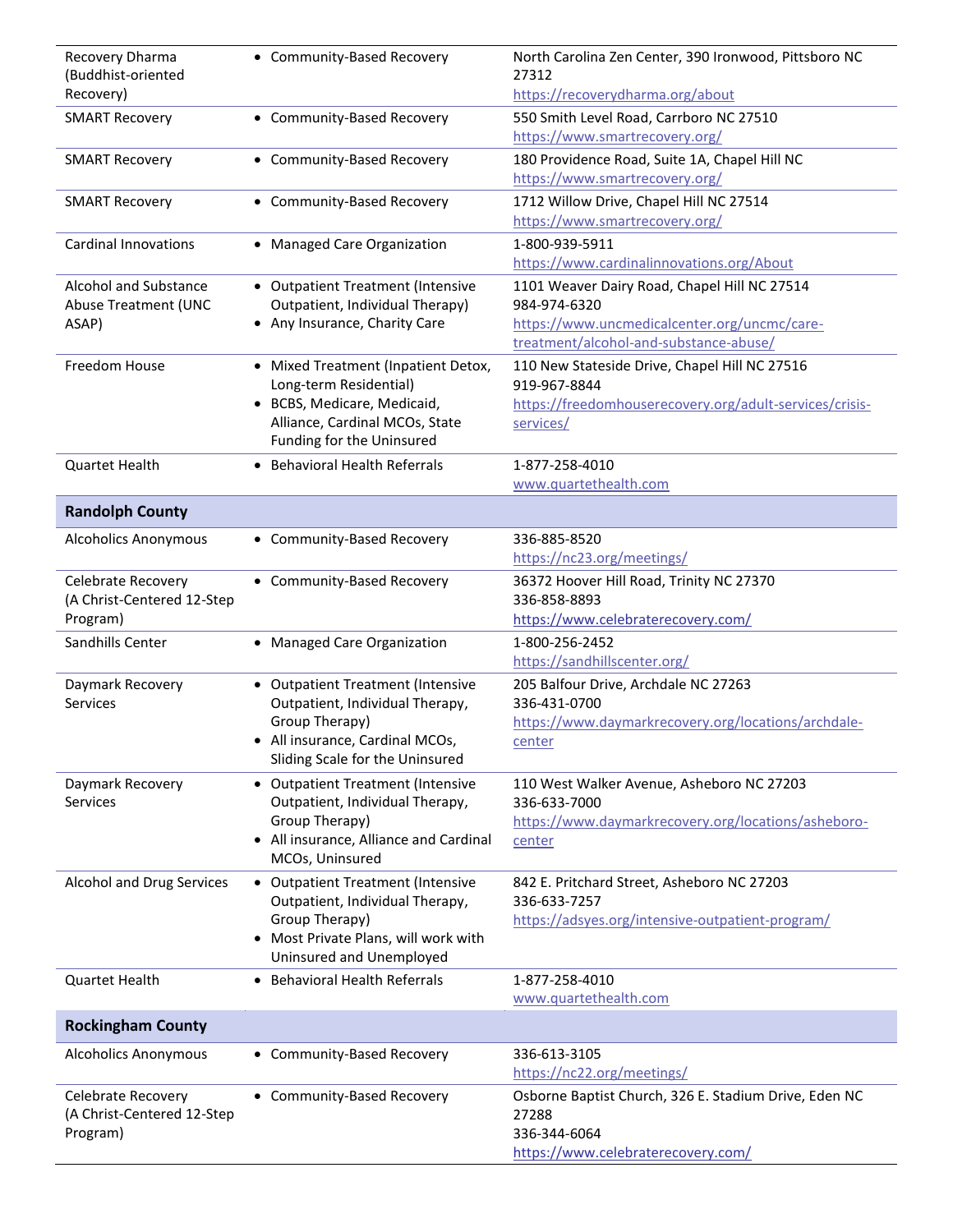| | | |
|---|---|---|
| Recovery Dharma (Buddhist-oriented Recovery) | • Community-Based Recovery | North Carolina Zen Center, 390 Ironwood, Pittsboro NC 27312<br>https://recoverydharma.org/about |
| SMART Recovery | • Community-Based Recovery | 550 Smith Level Road, Carrboro NC 27510<br>https://www.smartrecovery.org/ |
| SMART Recovery | • Community-Based Recovery | 180 Providence Road, Suite 1A, Chapel Hill NC<br>https://www.smartrecovery.org/ |
| SMART Recovery | • Community-Based Recovery | 1712 Willow Drive, Chapel Hill NC 27514<br>https://www.smartrecovery.org/ |
| Cardinal Innovations | • Managed Care Organization | 1-800-939-5911<br>https://www.cardinalinnovations.org/About |
| Alcohol and Substance Abuse Treatment (UNC ASAP) | • Outpatient Treatment (Intensive Outpatient, Individual Therapy)<br>• Any Insurance, Charity Care | 1101 Weaver Dairy Road, Chapel Hill NC 27514<br>984-974-6320<br>https://www.uncmedicalcenter.org/uncmc/care-treatment/alcohol-and-substance-abuse/ |
| Freedom House | • Mixed Treatment (Inpatient Detox, Long-term Residential)<br>• BCBS, Medicare, Medicaid, Alliance, Cardinal MCOs, State Funding for the Uninsured | 110 New Stateside Drive, Chapel Hill NC 27516<br>919-967-8844<br>https://freedomhouserecovery.org/adult-services/crisis-services/ |
| Quartet Health | • Behavioral Health Referrals | 1-877-258-4010<br>www.quartethealth.com |
| **Randolph County** | | |
| Alcoholics Anonymous | • Community-Based Recovery | 336-885-8520<br>https://nc23.org/meetings/ |
| Celebrate Recovery (A Christ-Centered 12-Step Program) | • Community-Based Recovery | 36372 Hoover Hill Road, Trinity NC 27370<br>336-858-8893<br>https://www.celebraterecovery.com/ |
| Sandhills Center | • Managed Care Organization | 1-800-256-2452<br>https://sandhillscenter.org/ |
| Daymark Recovery Services | • Outpatient Treatment (Intensive Outpatient, Individual Therapy, Group Therapy)<br>• All insurance, Cardinal MCOs, Sliding Scale for the Uninsured | 205 Balfour Drive, Archdale NC 27263<br>336-431-0700<br>https://www.daymarkrecovery.org/locations/archdale-center |
| Daymark Recovery Services | • Outpatient Treatment (Intensive Outpatient, Individual Therapy, Group Therapy)<br>• All insurance, Alliance and Cardinal MCOs, Uninsured | 110 West Walker Avenue, Asheboro NC 27203<br>336-633-7000<br>https://www.daymarkrecovery.org/locations/asheboro-center |
| Alcohol and Drug Services | • Outpatient Treatment (Intensive Outpatient, Individual Therapy, Group Therapy)<br>• Most Private Plans, will work with Uninsured and Unemployed | 842 E. Pritchard Street, Asheboro NC 27203<br>336-633-7257<br>https://adsyes.org/intensive-outpatient-program/ |
| Quartet Health | • Behavioral Health Referrals | 1-877-258-4010<br>www.quartethealth.com |
| **Rockingham County** | | |
| Alcoholics Anonymous | • Community-Based Recovery | 336-613-3105<br>https://nc22.org/meetings/ |
| Celebrate Recovery (A Christ-Centered 12-Step Program) | • Community-Based Recovery | Osborne Baptist Church, 326 E. Stadium Drive, Eden NC 27288<br>336-344-6064<br>https://www.celebraterecovery.com/ |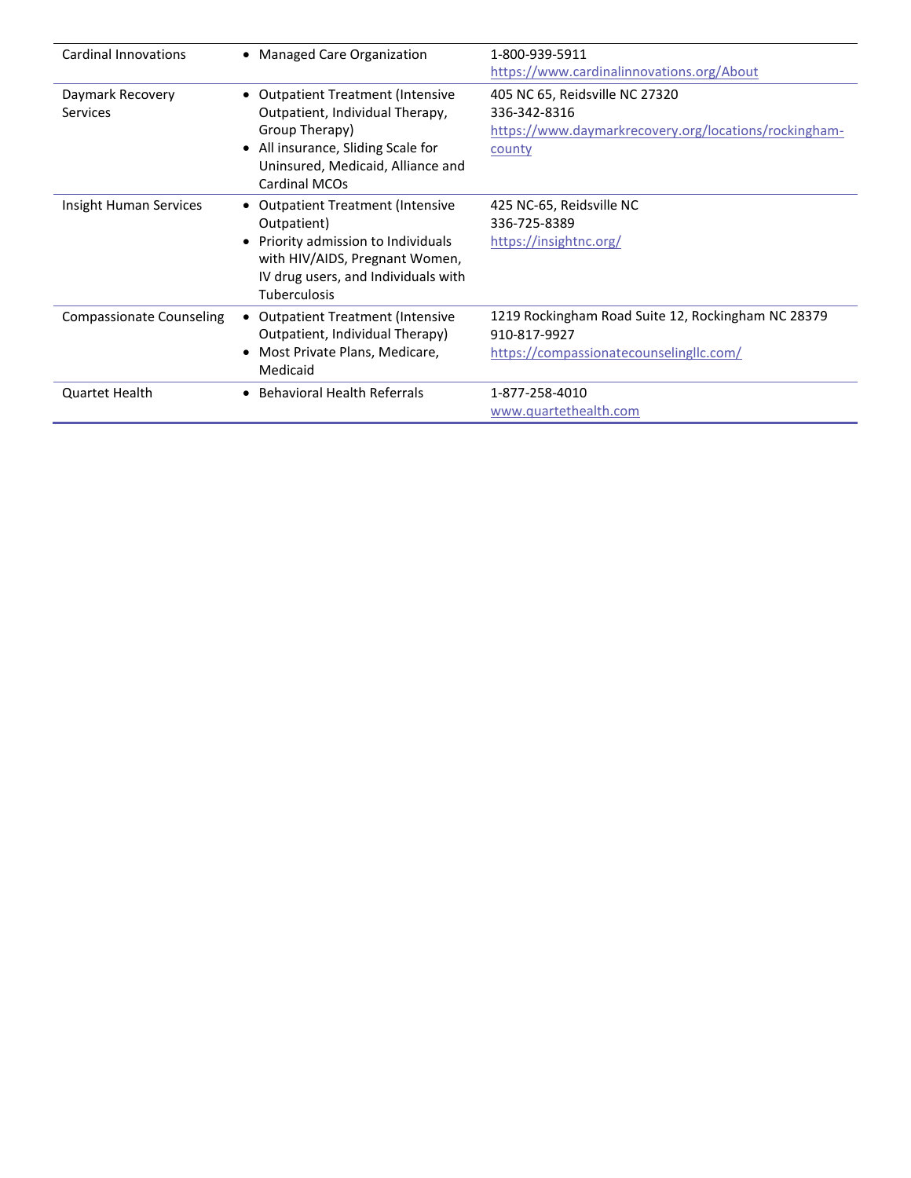| | | |
|---|---|---|
| Cardinal Innovations | • Managed Care Organization | 1-800-939-5911<br>https://www.cardinalinnovations.org/About |
| Daymark Recovery Services | • Outpatient Treatment (Intensive Outpatient, Individual Therapy, Group Therapy)<br>• All insurance, Sliding Scale for Uninsured, Medicaid, Alliance and Cardinal MCOs | 405 NC 65, Reidsville NC 27320<br>336-342-8316<br>https://www.daymarkrecovery.org/locations/rockingham-county |
| Insight Human Services | • Outpatient Treatment (Intensive Outpatient)<br>• Priority admission to Individuals with HIV/AIDS, Pregnant Women, IV drug users, and Individuals with Tuberculosis | 425 NC-65, Reidsville NC<br>336-725-8389<br>https://insightnc.org/ |
| Compassionate Counseling | • Outpatient Treatment (Intensive Outpatient, Individual Therapy)<br>• Most Private Plans, Medicare, Medicaid | 1219 Rockingham Road Suite 12, Rockingham NC 28379<br>910-817-9927<br>https://compassionatecounselingllc.com/ |
| Quartet Health | • Behavioral Health Referrals | 1-877-258-4010<br>www.quartethealth.com |